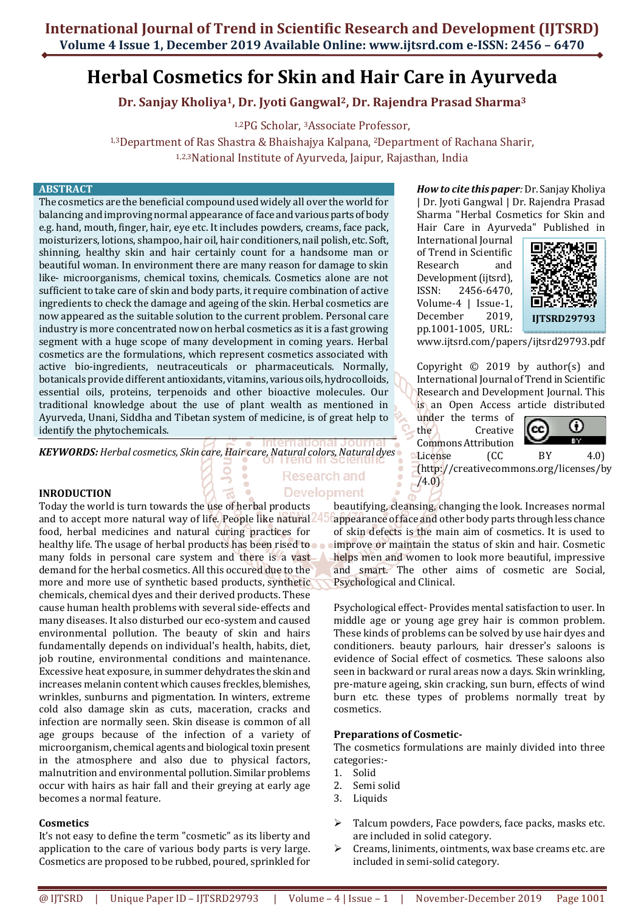# Herbal Cosmetics for Skin and Hair Care in Ayurveda

**Dr. Sanjay Kholiya[1], Dr. Jyoti Gangwal[2], Dr. Rajendra Prasad Sharma[3]**

[1,2]PG Scholar, [3]Associate Professor,

[1,3]Department of Ras Shastra & Bhaishajya Kalpana, [2]Department of Rachana Sharir,

[1,2,3]National Institute of Ayurveda, Jaipur, Rajasthan, India

## ABSTRACT

The cosmetics are the beneficial compound used widely all over the world for balancing and improving normal appearance of face and various parts of body e.g. hand, mouth, finger, hair, eye etc. It includes powders, creams, face pack, moisturizers, lotions, shampoo, hair oil, hair conditioners, nail polish, etc. Soft, shinning, healthy skin and hair certainly count for a handsome man or beautiful woman. In environment there are many reason for damage to skin like- microorganisms, chemical toxins, chemicals. Cosmetics alone are not sufficient to take care of skin and body parts, it require combination of active ingredients to check the damage and ageing of the skin. Herbal cosmetics are now appeared as the suitable solution to the current problem. Personal care industry is more concentrated now on herbal cosmetics as it is a fast growing segment with a huge scope of many development in coming years. Herbal cosmetics are the formulations, which represent cosmetics associated with active bio-ingredients, neutraceuticals or pharmaceuticals. Normally, botanicals provide different antioxidants, vitamins, various oils, hydrocolloids, essential oils, proteins, terpenoids and other bioactive molecules. Our traditional knowledge about the use of plant wealth as mentioned in Ayurveda, Unani, Siddha and Tibetan system of medicine, is of great help to identify the phytochemicals.

***KEYWORDS:*** *Herbal cosmetics, Skin care, Hair care, Natural colors, Natural dyes*

***How to cite this paper:*** Dr. Sanjay Kholiya | Dr. Jyoti Gangwal | Dr. Rajendra Prasad Sharma "Herbal Cosmetics for Skin and Hair Care in Ayurveda" Published in International Journal of Trend in Scientific Research and Development (ijtsrd), ISSN: 2456-6470, Volume-4 | Issue-1, December 2019, pp.1001-1005, URL: www.ijtsrd.com/papers/ijtsrd29793.pdf

IJTSRD29793

Copyright © 2019 by author(s) and International Journal of Trend in Scientific Research and Development Journal. This is an Open Access article distributed under the terms of the Creative Commons Attribution License (CC BY 4.0) (http://creativecommons.org/licenses/by/4.0)

## INRODUCTION

Today the world is turn towards the use of herbal products and to accept more natural way of life. People like natural food, herbal medicines and natural curing practices for healthy life. The usage of herbal products has been rised to many folds in personal care system and there is a vast demand for the herbal cosmetics. All this occured due to the more and more use of synthetic based products, synthetic chemicals, chemical dyes and their derived products. These cause human health problems with several side-effects and many diseases. It also disturbed our eco-system and caused environmental pollution. The beauty of skin and hairs fundamentally depends on individual's health, habits, diet, job routine, environmental conditions and maintenance. Excessive heat exposure, in summer dehydrates the skin and increases melanin content which causes freckles, blemishes, wrinkles, sunburns and pigmentation. In winters, extreme cold also damage skin as cuts, maceration, cracks and infection are normally seen. Skin disease is common of all age groups because of the infection of a variety of microorganism, chemical agents and biological toxin present in the atmosphere and also due to physical factors, malnutrition and environmental pollution. Similar problems occur with hairs as hair fall and their greying at early age becomes a normal feature.

### Cosmetics

It's not easy to define the term "cosmetic" as its liberty and application to the care of various body parts is very large. Cosmetics are proposed to be rubbed, poured, sprinkled for beautifying, cleansing, changing the look. Increases normal appearance of face and other body parts through less chance of skin defects is the main aim of cosmetics. It is used to improve or maintain the status of skin and hair. Cosmetic helps men and women to look more beautiful, impressive and smart. The other aims of cosmetic are Social, Psychological and Clinical.

Psychological effect- Provides mental satisfaction to user. In middle age or young age grey hair is common problem. These kinds of problems can be solved by use hair dyes and conditioners. beauty parlours, hair dresser's saloons is evidence of Social effect of cosmetics. These saloons also seen in backward or rural areas now a days. Skin wrinkling, pre-mature ageing, skin cracking, sun burn, effects of wind burn etc. these types of problems normally treat by cosmetics.

### Preparations of Cosmetic-

The cosmetics formulations are mainly divided into three categories:-

1. Solid
2. Semi solid
3. Liquids

- Talcum powders, Face powders, face packs, masks etc. are included in solid category.
- Creams, liniments, ointments, wax base creams etc. are included in semi-solid category.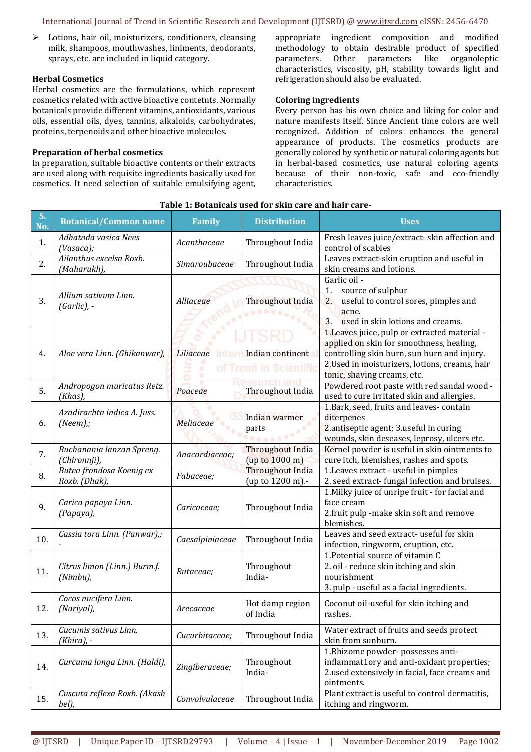- Lotions, hair oil, moisturizers, conditioners, cleansing milk, shampoos, mouthwashes, liniments, deodorants, sprays, etc. are included in liquid category.

**Herbal Cosmetics**

Herbal cosmetics are the formulations, which represent cosmetics related with active bioactive contetnts. Normally botanicals provide different vitamins, antioxidants, various oils, essential oils, dyes, tannins, alkaloids, carbohydrates, proteins, terpenoids and other bioactive molecules.

**Preparation of herbal cosmetics**

In preparation, suitable bioactive contents or their extracts are used along with requisite ingredients basically used for cosmetics. It need selection of suitable emulsifying agent, appropriate ingredient composition and modified methodology to obtain desirable product of specified parameters. Other parameters like organoleptic characteristics, viscosity, pH, stability towards light and refrigeration should also be evaluated.

**Coloring ingredients**

Every person has his own choice and liking for color and nature manifests itself. Since Ancient time colors are well recognized. Addition of colors enhances the general appearance of products. The cosmetics products are generally colored by synthetic or natural coloring agents but in herbal-based cosmetics, use natural coloring agents because of their non-toxic, safe and eco-friendly characteristics.

**Table 1: Botanicals used for skin care and hair care-**

| S. No. | Botanical/Common name | Family | Distribution | Uses |
|---|---|---|---|---|
| 1. | *Adhatoda vasica Nees (Vasaca);* | *Acanthaceae* | Throughout India | Fresh leaves juice/extract- skin affection and control of scabies |
| 2. | *Ailanthus excelsa Roxb. (Maharukh),* | *Simaroubaceae* | Throughout India | Leaves extract-skin eruption and useful in skin creams and lotions. |
| 3. | *Allium sativum Linn. (Garlic), -* | *Alliaceae* | Throughout India | Garlic oil - 1. source of sulphur 2. useful to control sores, pimples and acne. 3. used in skin lotions and creams. |
| 4. | *Aloe vera Linn. (Ghikanwar),* | *Liliaceae* | Indian continent | 1.Leaves juice, pulp or extracted material - applied on skin for smoothness, healing, controlling skin burn, sun burn and injury. 2.Used in moisturizers, lotions, creams, hair tonic, shaving creams, etc. |
| 5. | *Andropogon muricatus Retz. (Khas),* | *Poaceae* | Throughout India | Powdered root paste with red sandal wood - used to cure irritated skin and allergies. |
| 6. | *Azadirachta indica A. Juss. (Neem),;* | *Meliaceae* | Indian warmer parts | 1.Bark, seed, fruits and leaves- contain diterpenes 2.antiseptic agent; 3.useful in curing wounds, skin deseases, leprosy, ulcers etc. |
| 7. | *Buchanania lanzan Spreng. (Chironnji),* | *Anacardiaceae;* | Throughout India (up to 1000 m) | Kernel powder is useful in skin ointments to cure itch, blemishes, rashes and spots. |
| 8. | *Butea frondosa Koenig ex Roxb. (Dhak),* | *Fabaceae;* | Throughout India (up to 1200 m).- | 1.Leaves extract - useful in pimples 2. seed extract- fungal infection and bruises. |
| 9. | *Carica papaya Linn. (Papaya),* | *Caricaceae;* | Throughout India | 1.Milky juice of unripe fruit - for facial and face cream 2.fruit pulp -make skin soft and remove blemishes. |
| 10. | *Cassia tora Linn. (Panwar),; -* | *Caesalpiniaceae* | Throughout India | Leaves and seed extract- useful for skin infection, ringworm, eruption, etc. |
| 11. | *Citrus limon (Linn.) Burm.f. (Nimbu),* | *Rutaceae;* | Throughout India- | 1.Potential source of vitamin C 2. oil - reduce skin itching and skin nourishment 3. pulp - useful as a facial ingredients. |
| 12. | *Cocos nucifera Linn. (Nariyal),* | *Arecaceae* | Hot damp region of India | Coconut oil-useful for skin itching and rashes. |
| 13. | *Cucumis sativus Linn. (Khira), -* | *Cucurbitaceae;* | Throughout India | Water extract of fruits and seeds protect skin from sunburn. |
| 14. | *Curcuma longa Linn. (Haldi),* | *Zingiberaceae;* | Throughout India- | 1.Rhizome powder- possesses anti-inflammat1ory and anti-oxidant properties; 2.used extensively in facial, face creams and ointments. |
| 15. | *Cuscuta reflexa Roxb. (Akash bel),* | *Convolvulaceae* | Throughout India | Plant extract is useful to control dermatitis, itching and ringworm. |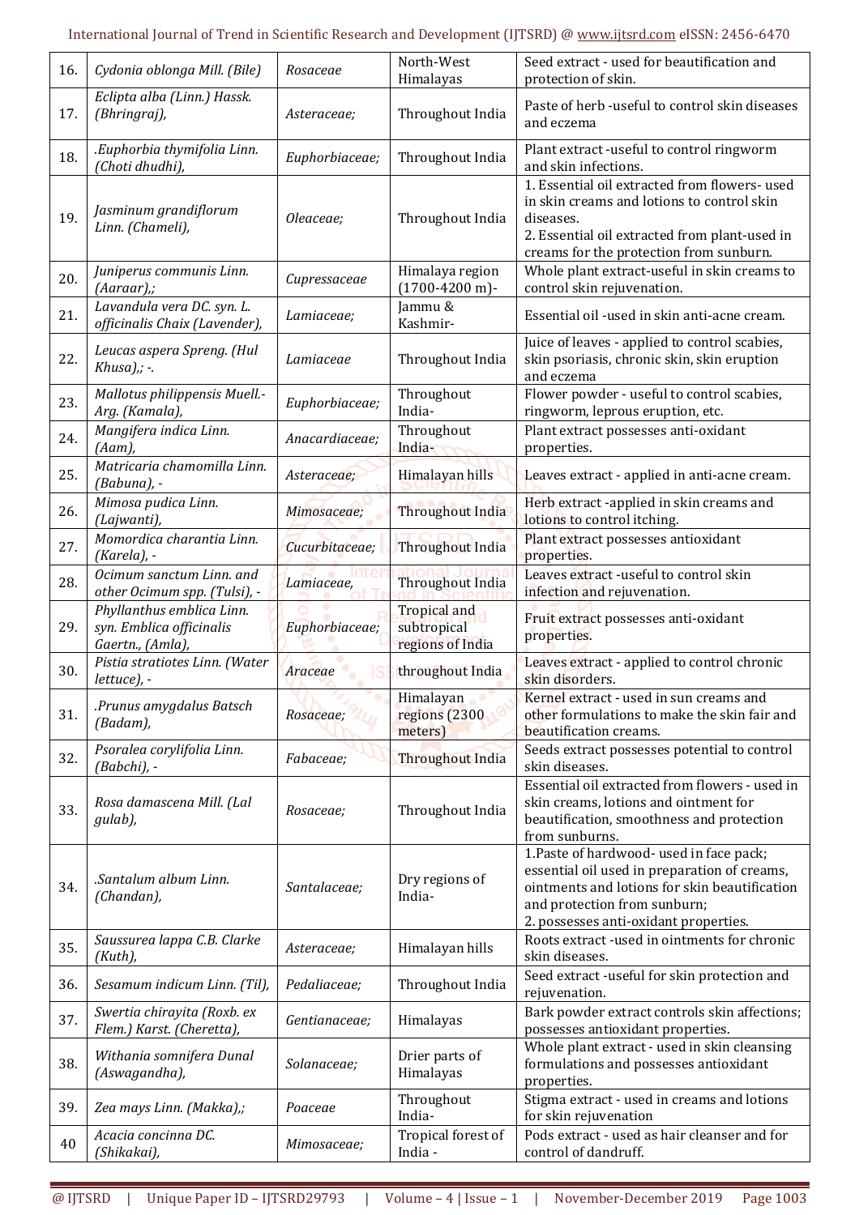| 16. | *Cydonia oblonga Mill. (Bile)* | *Rosaceae* | North-West Himalayas | Seed extract - used for beautification and protection of skin. |
|---|---|---|---|---|
| 17. | *Eclipta alba (Linn.) Hassk. (Bhringraj),* | *Asteraceae;* | Throughout India | Paste of herb -useful to control skin diseases and eczema |
| 18. | *.Euphorbia thymifolia Linn. (Choti dhudhi),* | *Euphorbiaceae;* | Throughout India | Plant extract -useful to control ringworm and skin infections. |
| 19. | *Jasminum grandiflorum Linn. (Chameli),* | *Oleaceae;* | Throughout India | 1. Essential oil extracted from flowers- used in skin creams and lotions to control skin diseases.<br>2. Essential oil extracted from plant-used in creams for the protection from sunburn. |
| 20. | *Juniperus communis Linn. (Aaraar),;* | *Cupressaceae* | Himalaya region (1700-4200 m)- | Whole plant extract-useful in skin creams to control skin rejuvenation. |
| 21. | *Lavandula vera DC. syn. L. officinalis Chaix (Lavender),* | *Lamiaceae;* | Jammu & Kashmir- | Essential oil -used in skin anti-acne cream. |
| 22. | *Leucas aspera Spreng. (Hul Khusa),; -.* | *Lamiaceae* | Throughout India | Juice of leaves - applied to control scabies, skin psoriasis, chronic skin, skin eruption and eczema |
| 23. | *Mallotus philippensis Muell.-Arg. (Kamala),* | *Euphorbiaceae;* | Throughout India- | Flower powder - useful to control scabies, ringworm, leprous eruption, etc. |
| 24. | *Mangifera indica Linn. (Aam),* | *Anacardiaceae;* | Throughout India- | Plant extract possesses anti-oxidant properties. |
| 25. | *Matricaria chamomilla Linn. (Babuna), -* | *Asteraceae;* | Himalayan hills | Leaves extract - applied in anti-acne cream. |
| 26. | *Mimosa pudica Linn. (Lajwanti),* | *Mimosaceae;* | Throughout India | Herb extract -applied in skin creams and lotions to control itching. |
| 27. | *Momordica charantia Linn. (Karela), -* | *Cucurbitaceae;* | Throughout India | Plant extract possesses antioxidant properties. |
| 28. | *Ocimum sanctum Linn. and other Ocimum spp. (Tulsi), -* | *Lamiaceae,* | Throughout India | Leaves extract -useful to control skin infection and rejuvenation. |
| 29. | *Phyllanthus emblica Linn. syn. Emblica officinalis Gaertn., (Amla),* | *Euphorbiaceae;* | Tropical and subtropical regions of India | Fruit extract possesses anti-oxidant properties. |
| 30. | *Pistia stratiotes Linn. (Water lettuce), -* | *Araceae* | throughout India | Leaves extract - applied to control chronic skin disorders. |
| 31. | *.Prunus amygdalus Batsch (Badam),* | *Rosaceae;* | Himalayan regions (2300 meters) | Kernel extract - used in sun creams and other formulations to make the skin fair and beautification creams. |
| 32. | *Psoralea corylifolia Linn. (Babchi), -* | *Fabaceae;* | Throughout India | Seeds extract possesses potential to control skin diseases. |
| 33. | *Rosa damascena Mill. (Lal gulab),* | *Rosaceae;* | Throughout India | Essential oil extracted from flowers - used in skin creams, lotions and ointment for beautification, smoothness and protection from sunburns. |
| 34. | *.Santalum album Linn. (Chandan),* | *Santalaceae;* | Dry regions of India- | 1.Paste of hardwood- used in face pack; essential oil used in preparation of creams, ointments and lotions for skin beautification and protection from sunburn;<br>2. possesses anti-oxidant properties. |
| 35. | *Saussurea lappa C.B. Clarke (Kuth),* | *Asteraceae;* | Himalayan hills | Roots extract -used in ointments for chronic skin diseases. |
| 36. | *Sesamum indicum Linn. (Til),* | *Pedaliaceae;* | Throughout India | Seed extract -useful for skin protection and rejuvenation. |
| 37. | *Swertia chirayita (Roxb. ex Flem.) Karst. (Cheretta),* | *Gentianaceae;* | Himalayas | Bark powder extract controls skin affections; possesses antioxidant properties. |
| 38. | *Withania somnifera Dunal (Aswagandha),* | *Solanaceae;* | Drier parts of Himalayas | Whole plant extract - used in skin cleansing formulations and possesses antioxidant properties. |
| 39. | *Zea mays Linn. (Makka),;* | *Poaceae* | Throughout India- | Stigma extract - used in creams and lotions for skin rejuvenation |
| 40 | *Acacia concinna DC. (Shikakai),* | *Mimosaceae;* | Tropical forest of India - | Pods extract - used as hair cleanser and for control of dandruff. |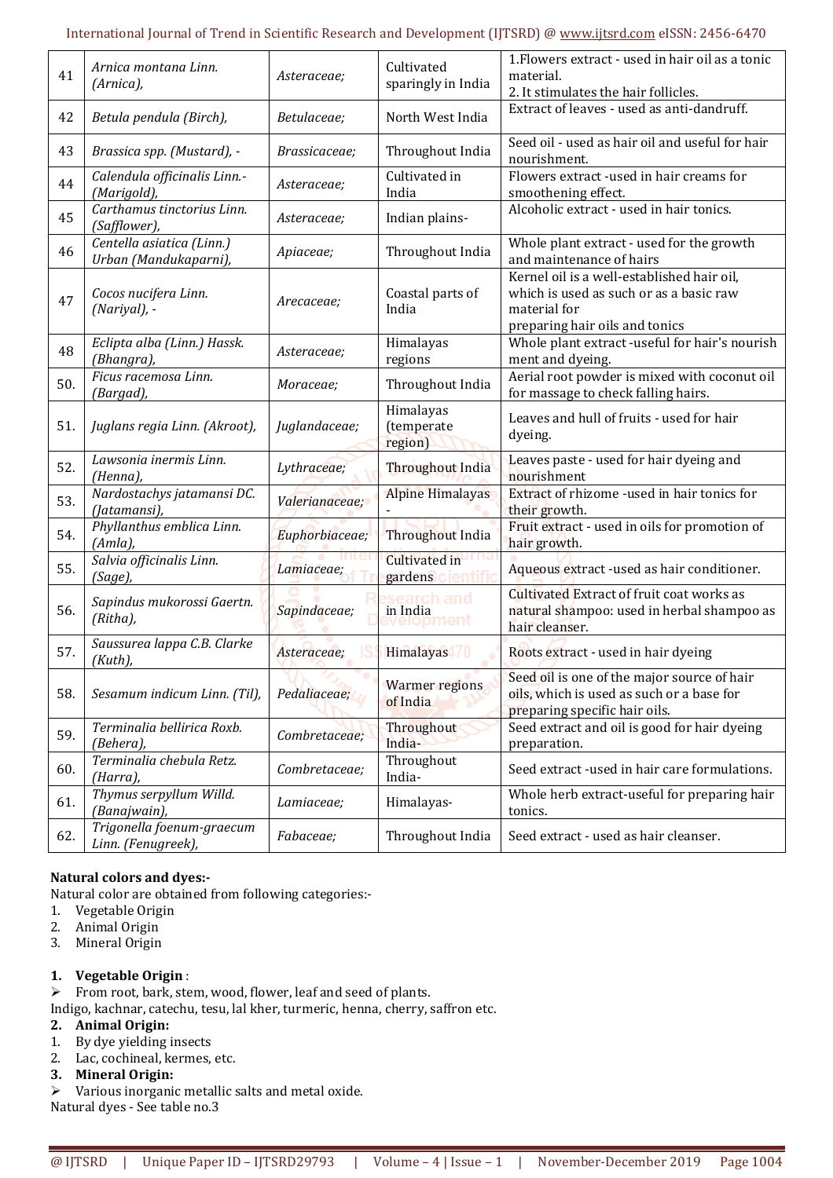| 41 | *Arnica montana Linn. (Arnica),* | *Asteraceae;* | Cultivated sparingly in India | 1.Flowers extract - used in hair oil as a tonic material.<br>2. It stimulates the hair follicles. |
|---|---|---|---|---|
| 42 | *Betula pendula (Birch),* | *Betulaceae;* | North West India | Extract of leaves - used as anti-dandruff. |
| 43 | *Brassica spp. (Mustard), -* | *Brassicaceae;* | Throughout India | Seed oil - used as hair oil and useful for hair nourishment. |
| 44 | *Calendula officinalis Linn.- (Marigold),* | *Asteraceae;* | Cultivated in India | Flowers extract -used in hair creams for smoothening effect. |
| 45 | *Carthamus tinctorius Linn. (Safflower),* | *Asteraceae;* | Indian plains- | Alcoholic extract - used in hair tonics. |
| 46 | *Centella asiatica (Linn.) Urban (Mandukaparni),* | *Apiaceae;* | Throughout India | Whole plant extract - used for the growth and maintenance of hairs |
| 47 | *Cocos nucifera Linn. (Nariyal), -* | *Arecaceae;* | Coastal parts of India | Kernel oil is a well-established hair oil, which is used as such or as a basic raw material for preparing hair oils and tonics |
| 48 | *Eclipta alba (Linn.) Hassk. (Bhangra),* | *Asteraceae;* | Himalayas regions | Whole plant extract -useful for hair's nourish ment and dyeing. |
| 50. | *Ficus racemosa Linn. (Bargad),* | *Moraceae;* | Throughout India | Aerial root powder is mixed with coconut oil for massage to check falling hairs. |
| 51. | *Juglans regia Linn. (Akroot),* | *Juglandaceae;* | Himalayas (temperate region) | Leaves and hull of fruits - used for hair dyeing. |
| 52. | *Lawsonia inermis Linn. (Henna),* | *Lythraceae;* | Throughout India | Leaves paste - used for hair dyeing and nourishment |
| 53. | *Nardostachys jatamansi DC. (Jatamansi),* | *Valerianaceae;* | Alpine Himalayas - | Extract of rhizome -used in hair tonics for their growth. |
| 54. | *Phyllanthus emblica Linn. (Amla),* | *Euphorbiaceae;* | Throughout India | Fruit extract - used in oils for promotion of hair growth. |
| 55. | *Salvia officinalis Linn. (Sage),* | *Lamiaceae;* | Cultivated in gardens | Aqueous extract -used as hair conditioner. |
| 56. | *Sapindus mukorossi Gaertn. (Ritha),* | *Sapindaceae;* | in India | Cultivated Extract of fruit coat works as natural shampoo: used in herbal shampoo as hair cleanser. |
| 57. | *Saussurea lappa C.B. Clarke (Kuth),* | *Asteraceae;* | Himalayas | Roots extract - used in hair dyeing |
| 58. | *Sesamum indicum Linn. (Til),* | *Pedaliaceae;* | Warmer regions of India | Seed oil is one of the major source of hair oils, which is used as such or a base for preparing specific hair oils. |
| 59. | *Terminalia bellirica Roxb. (Behera),* | *Combretaceae;* | Throughout India- | Seed extract and oil is good for hair dyeing preparation. |
| 60. | *Terminalia chebula Retz. (Harra),* | *Combretaceae;* | Throughout India- | Seed extract -used in hair care formulations. |
| 61. | *Thymus serpyllum Willd. (Banajwain),* | *Lamiaceae;* | Himalayas- | Whole herb extract-useful for preparing hair tonics. |
| 62. | *Trigonella foenum-graecum Linn. (Fenugreek),* | *Fabaceae;* | Throughout India | Seed extract - used as hair cleanser. |

**Natural colors and dyes:-**

Natural color are obtained from following categories:-

1. Vegetable Origin
2. Animal Origin
3. Mineral Origin

**1. Vegetable Origin** :

➢ From root, bark, stem, wood, flower, leaf and seed of plants.

Indigo, kachnar, catechu, tesu, lal kher, turmeric, henna, cherry, saffron etc.

**2. Animal Origin:**

1. By dye yielding insects
2. Lac, cochineal, kermes, etc.

**3. Mineral Origin:**

➢ Various inorganic metallic salts and metal oxide.

Natural dyes - See table no.3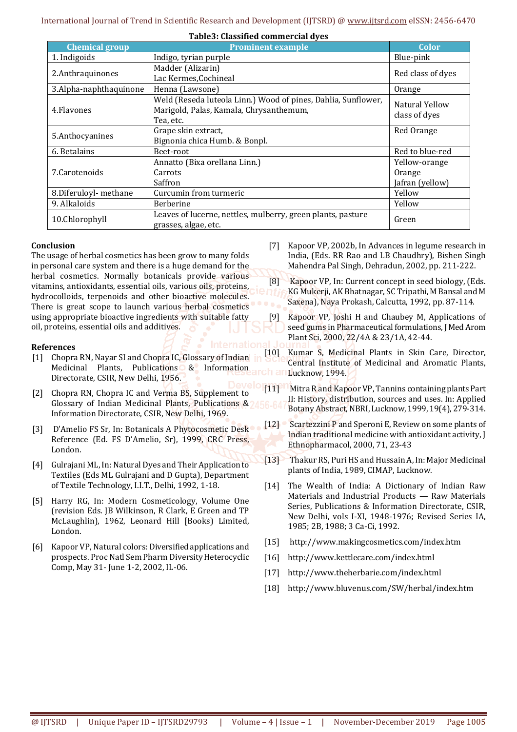**Table3: Classified commercial dyes**

| Chemical group | Prominent example | Color |
|---|---|---|
| 1. Indigoids | Indigo, tyrian purple | Blue-pink |
| 2.Anthraquinones | Madder (Alizarin) Lac Kermes,Cochineal | Red class of dyes |
| 3.Alpha-naphthaquinone | Henna (Lawsone) | Orange |
| 4.Flavones | Weld (Reseda luteola Linn.) Wood of pines, Dahlia, Sunflower, Marigold, Palas, Kamala, Chrysanthemum, Tea, etc. | Natural Yellow class of dyes |
| 5.Anthocyanines | Grape skin extract, Bignonia chica Humb. & Bonpl. | Red Orange |
| 6. Betalains | Beet-root | Red to blue-red |
| 7.Carotenoids | Annatto (Bixa orellana Linn.) Carrots Saffron | Yellow-orange Orange Jafran (yellow) |
| 8.Diferuloyl- methane | Curcumin from turmeric | Yellow |
| 9. Alkaloids | Berberine | Yellow |
| 10.Chlorophyll | Leaves of lucerne, nettles, mulberry, green plants, pasture grasses, algae, etc. | Green |

## Conclusion

The usage of herbal cosmetics has been grow to many folds in personal care system and there is a huge demand for the herbal cosmetics. Normally botanicals provide various vitamins, antioxidants, essential oils, various oils, proteins, hydrocolloids, terpenoids and other bioactive molecules. There is great scope to launch various herbal cosmetics using appropriate bioactive ingredients with suitable fatty oil, proteins, essential oils and additives.

## References

[1] Chopra RN, Nayar SI and Chopra IC, Glossary of Indian Medicinal Plants, Publications & Information Directorate, CSIR, New Delhi, 1956.

[2] Chopra RN, Chopra IC and Verma BS, Supplement to Glossary of Indian Medicinal Plants, Publications & Information Directorate, CSIR, New Delhi, 1969.

[3] D'Amelio FS Sr, In: Botanicals A Phytocosmetic Desk Reference (Ed. FS D'Amelio, Sr), 1999, CRC Press, London.

[4] Gulrajani ML, In: Natural Dyes and Their Application to Textiles (Eds ML Gulrajani and D Gupta), Department of Textile Technology, I.I.T., Delhi, 1992, 1-18.

[5] Harry RG, In: Modern Cosmeticology, Volume One (revision Eds. JB Wilkinson, R Clark, E Green and TP McLaughlin), 1962, Leonard Hill [Books] Limited, London.

[6] Kapoor VP, Natural colors: Diversified applications and prospects. Proc Natl Sem Pharm Diversity Heterocyclic Comp, May 31- June 1-2, 2002, IL-06.

[7] Kapoor VP, 2002b, In Advances in legume research in India, (Eds. RR Rao and LB Chaudhry), Bishen Singh Mahendra Pal Singh, Dehradun, 2002, pp. 211-222.

[8] Kapoor VP, In: Current concept in seed biology, (Eds. KG Mukerji, AK Bhatnagar, SC Tripathi, M Bansal and M Saxena), Naya Prokash, Calcutta, 1992, pp. 87-114.

[9] Kapoor VP, Joshi H and Chaubey M, Applications of seed gums in Pharmaceutical formulations, J Med Arom Plant Sci, 2000, 22/4A & 23/1A, 42-44.

[10] Kumar S, Medicinal Plants in Skin Care, Director, Central Institute of Medicinal and Aromatic Plants, Lucknow, 1994.

[11] Mitra R and Kapoor VP, Tannins containing plants Part II: History, distribution, sources and uses. In: Applied Botany Abstract, NBRI, Lucknow, 1999, 19(4), 279-314.

[12] Scartezzini P and Speroni E, Review on some plants of Indian traditional medicine with antioxidant activity, J Ethnopharmacol, 2000, 71, 23-43

[13] Thakur RS, Puri HS and Hussain A, In: Major Medicinal plants of India, 1989, CIMAP, Lucknow.

[14] The Wealth of India: A Dictionary of Indian Raw Materials and Industrial Products — Raw Materials Series, Publications & Information Directorate, CSIR, New Delhi, vols I-XI, 1948-1976; Revised Series IA, 1985; 2B, 1988; 3 Ca-Ci, 1992.

[15] http://www.makingcosmetics.com/index.htm

[16] http://www.kettlecare.com/index.html

[17] http://www.theherbarie.com/index.html

[18] http://www.bluvenus.com/SW/herbal/index.htm